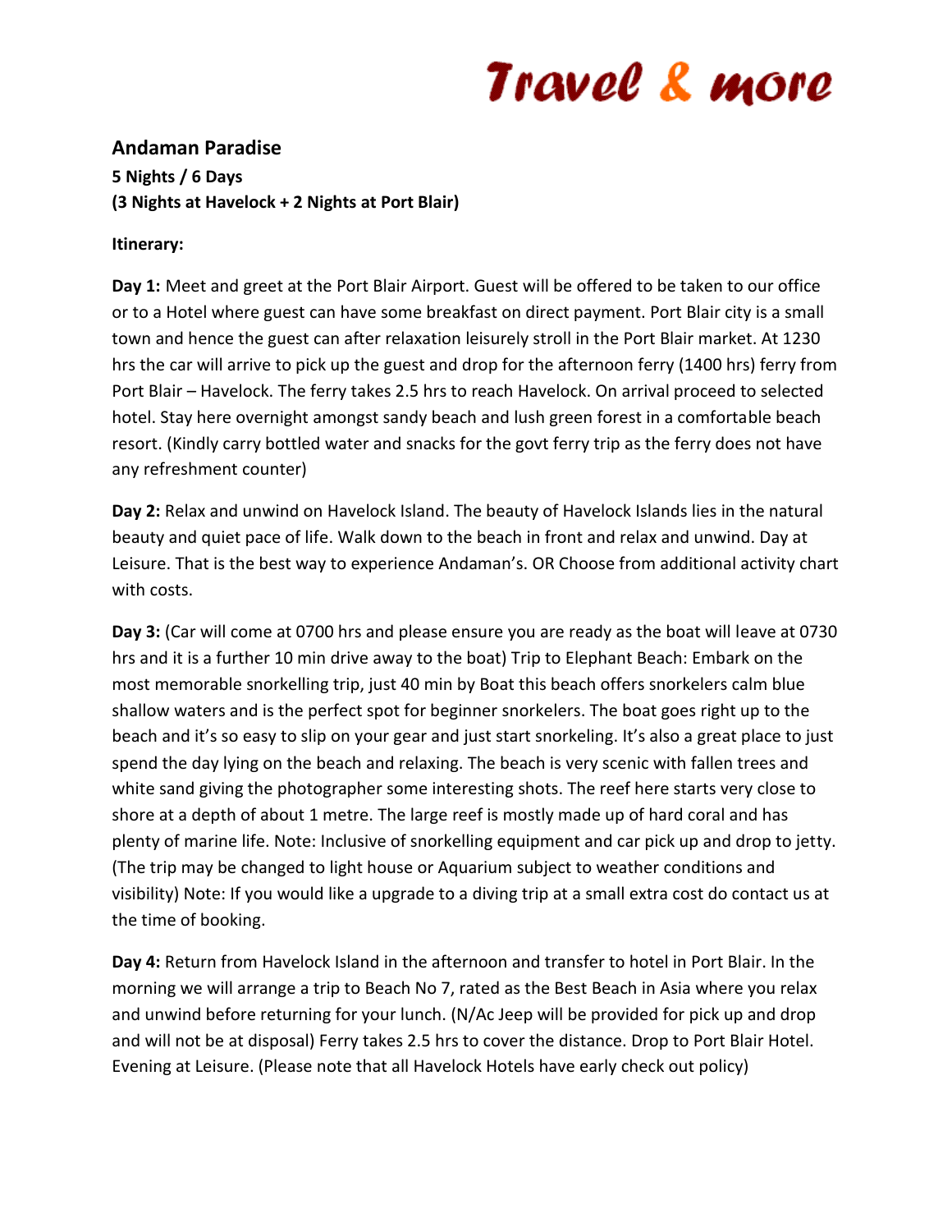# Travel & more

## Andaman Paradise

**5 Nights / 6 Days**
**(3 Nights at Havelock + 2 Nights at Port Blair)**

**Itinerary:**

**Day 1:** Meet and greet at the Port Blair Airport. Guest will be offered to be taken to our office or to a Hotel where guest can have some breakfast on direct payment. Port Blair city is a small town and hence the guest can after relaxation leisurely stroll in the Port Blair market. At 1230 hrs the car will arrive to pick up the guest and drop for the afternoon ferry (1400 hrs) ferry from Port Blair – Havelock. The ferry takes 2.5 hrs to reach Havelock. On arrival proceed to selected hotel. Stay here overnight amongst sandy beach and lush green forest in a comfortable beach resort. (Kindly carry bottled water and snacks for the govt ferry trip as the ferry does not have any refreshment counter)

**Day 2:** Relax and unwind on Havelock Island. The beauty of Havelock Islands lies in the natural beauty and quiet pace of life. Walk down to the beach in front and relax and unwind. Day at Leisure. That is the best way to experience Andaman's. OR Choose from additional activity chart with costs.

**Day 3:** (Car will come at 0700 hrs and please ensure you are ready as the boat will leave at 0730 hrs and it is a further 10 min drive away to the boat) Trip to Elephant Beach: Embark on the most memorable snorkelling trip, just 40 min by Boat this beach offers snorkelers calm blue shallow waters and is the perfect spot for beginner snorkelers. The boat goes right up to the beach and it's so easy to slip on your gear and just start snorkeling. It's also a great place to just spend the day lying on the beach and relaxing. The beach is very scenic with fallen trees and white sand giving the photographer some interesting shots. The reef here starts very close to shore at a depth of about 1 metre. The large reef is mostly made up of hard coral and has plenty of marine life. Note: Inclusive of snorkelling equipment and car pick up and drop to jetty. (The trip may be changed to light house or Aquarium subject to weather conditions and visibility) Note: If you would like a upgrade to a diving trip at a small extra cost do contact us at the time of booking.

**Day 4:** Return from Havelock Island in the afternoon and transfer to hotel in Port Blair. In the morning we will arrange a trip to Beach No 7, rated as the Best Beach in Asia where you relax and unwind before returning for your lunch. (N/Ac Jeep will be provided for pick up and drop and will not be at disposal) Ferry takes 2.5 hrs to cover the distance. Drop to Port Blair Hotel. Evening at Leisure. (Please note that all Havelock Hotels have early check out policy)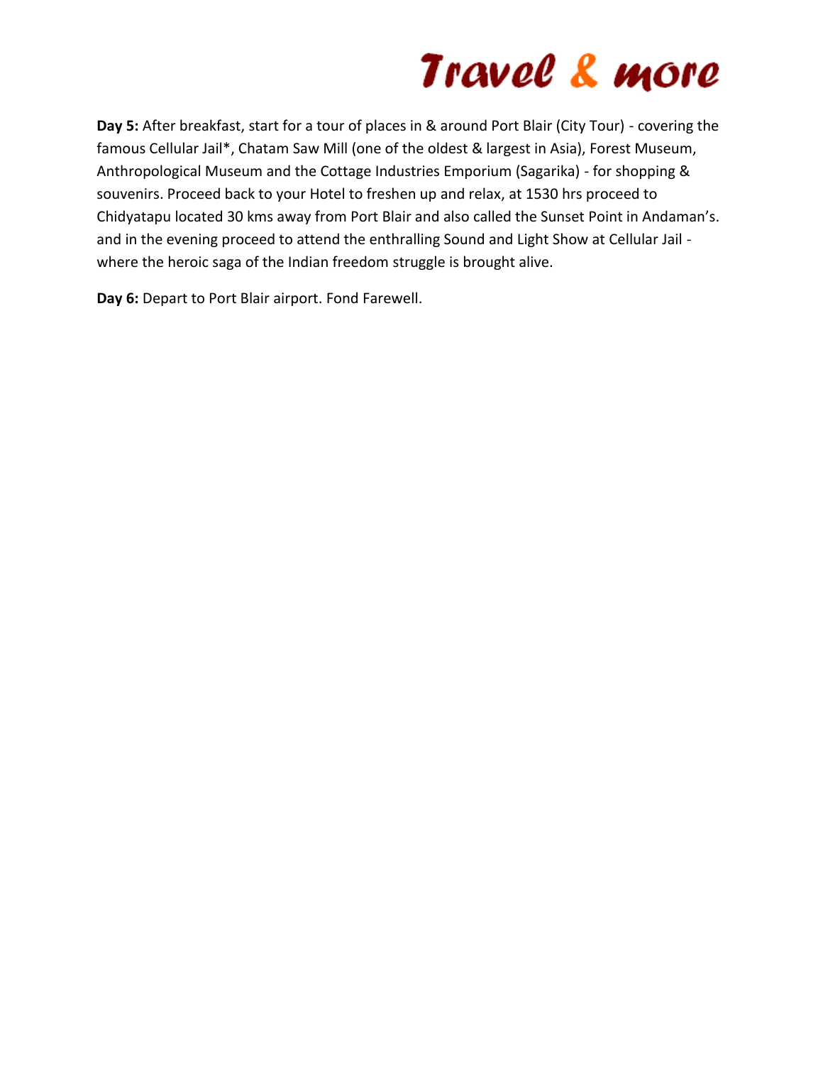**Day 5:** After breakfast, start for a tour of places in & around Port Blair (City Tour) - covering the famous Cellular Jail*, Chatam Saw Mill (one of the oldest & largest in Asia), Forest Museum, Anthropological Museum and the Cottage Industries Emporium (Sagarika) - for shopping & souvenirs. Proceed back to your Hotel to freshen up and relax, at 1530 hrs proceed to Chidyatapu located 30 kms away from Port Blair and also called the Sunset Point in Andaman's. and in the evening proceed to attend the enthralling Sound and Light Show at Cellular Jail - where the heroic saga of the Indian freedom struggle is brought alive.

**Day 6:** Depart to Port Blair airport. Fond Farewell.